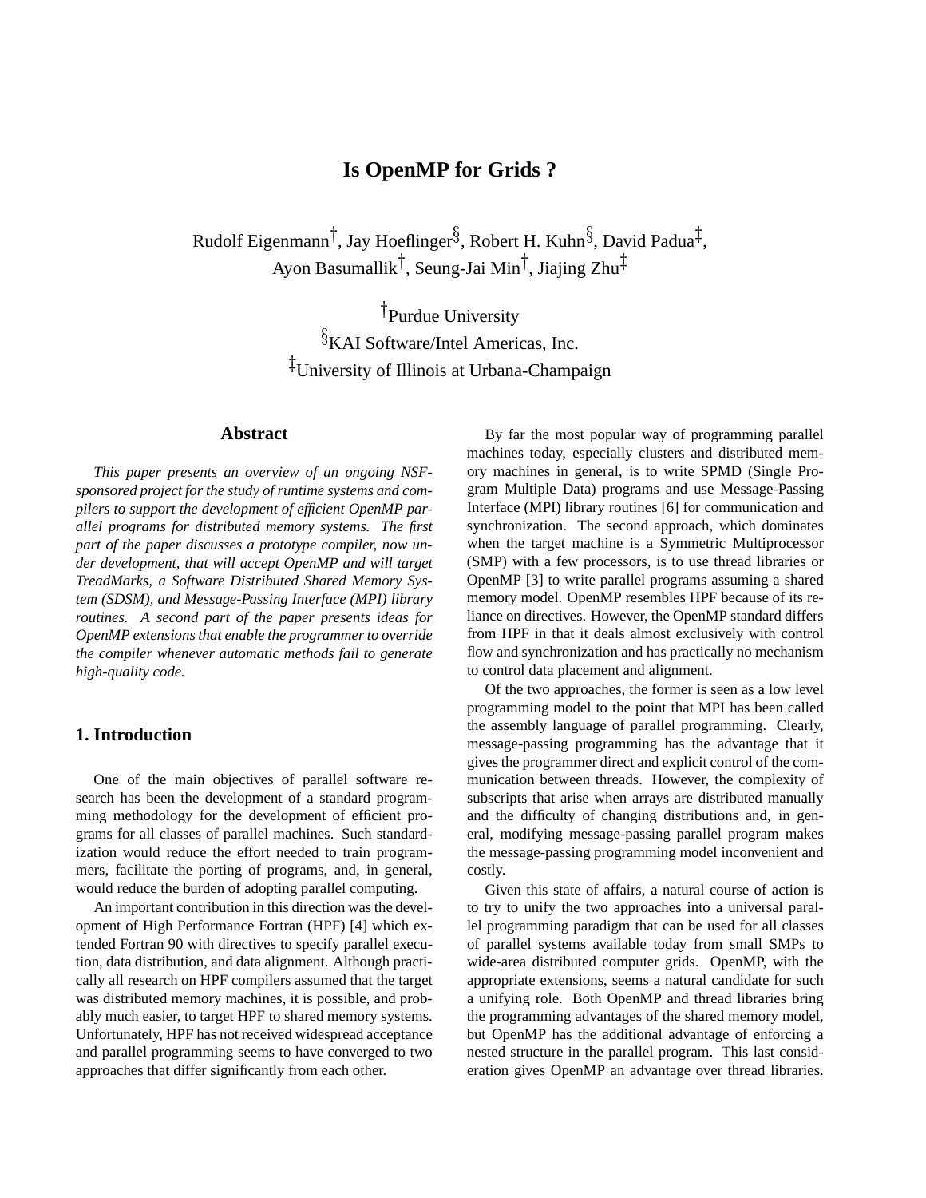# Is OpenMP for Grids ?

Rudolf Eigenmann[†], Jay Hoeflinger[§], Robert H. Kuhn[§], David Padua[‡], Ayon Basumallik[†], Seung-Jai Min[†], Jiajing Zhu[‡]

[†]Purdue University
[§]KAI Software/Intel Americas, Inc.
[‡]University of Illinois at Urbana-Champaign

## Abstract

*This paper presents an overview of an ongoing NSF-sponsored project for the study of runtime systems and compilers to support the development of efficient OpenMP parallel programs for distributed memory systems. The first part of the paper discusses a prototype compiler, now under development, that will accept OpenMP and will target TreadMarks, a Software Distributed Shared Memory System (SDSM), and Message-Passing Interface (MPI) library routines. A second part of the paper presents ideas for OpenMP extensions that enable the programmer to override the compiler whenever automatic methods fail to generate high-quality code.*

## 1. Introduction

One of the main objectives of parallel software research has been the development of a standard programming methodology for the development of efficient programs for all classes of parallel machines. Such standardization would reduce the effort needed to train programmers, facilitate the porting of programs, and, in general, would reduce the burden of adopting parallel computing.

An important contribution in this direction was the development of High Performance Fortran (HPF) [4] which extended Fortran 90 with directives to specify parallel execution, data distribution, and data alignment. Although practically all research on HPF compilers assumed that the target was distributed memory machines, it is possible, and probably much easier, to target HPF to shared memory systems. Unfortunately, HPF has not received widespread acceptance and parallel programming seems to have converged to two approaches that differ significantly from each other.

By far the most popular way of programming parallel machines today, especially clusters and distributed memory machines in general, is to write SPMD (Single Program Multiple Data) programs and use Message-Passing Interface (MPI) library routines [6] for communication and synchronization. The second approach, which dominates when the target machine is a Symmetric Multiprocessor (SMP) with a few processors, is to use thread libraries or OpenMP [3] to write parallel programs assuming a shared memory model. OpenMP resembles HPF because of its reliance on directives. However, the OpenMP standard differs from HPF in that it deals almost exclusively with control flow and synchronization and has practically no mechanism to control data placement and alignment.

Of the two approaches, the former is seen as a low level programming model to the point that MPI has been called the assembly language of parallel programming. Clearly, message-passing programming has the advantage that it gives the programmer direct and explicit control of the communication between threads. However, the complexity of subscripts that arise when arrays are distributed manually and the difficulty of changing distributions and, in general, modifying message-passing parallel program makes the message-passing programming model inconvenient and costly.

Given this state of affairs, a natural course of action is to try to unify the two approaches into a universal parallel programming paradigm that can be used for all classes of parallel systems available today from small SMPs to wide-area distributed computer grids. OpenMP, with the appropriate extensions, seems a natural candidate for such a unifying role. Both OpenMP and thread libraries bring the programming advantages of the shared memory model, but OpenMP has the additional advantage of enforcing a nested structure in the parallel program. This last consideration gives OpenMP an advantage over thread libraries.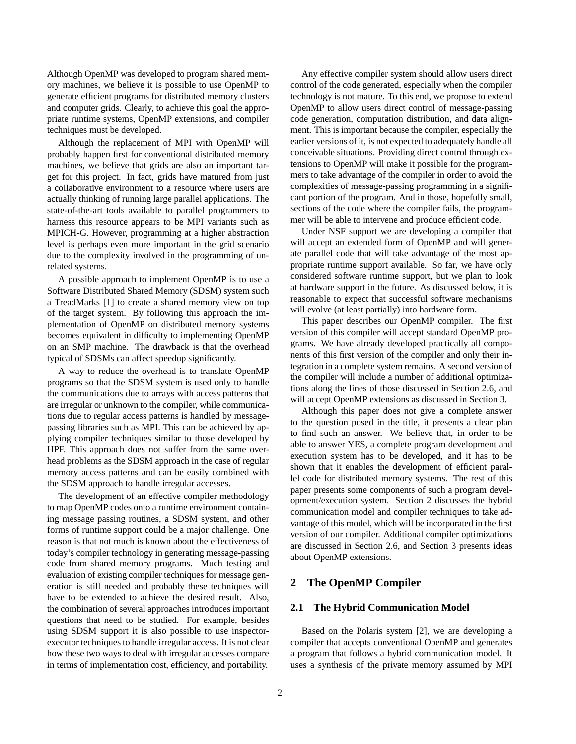Although OpenMP was developed to program shared memory machines, we believe it is possible to use OpenMP to generate efficient programs for distributed memory clusters and computer grids. Clearly, to achieve this goal the appropriate runtime systems, OpenMP extensions, and compiler techniques must be developed.

Although the replacement of MPI with OpenMP will probably happen first for conventional distributed memory machines, we believe that grids are also an important target for this project. In fact, grids have matured from just a collaborative environment to a resource where users are actually thinking of running large parallel applications. The state-of-the-art tools available to parallel programmers to harness this resource appears to be MPI variants such as MPICH-G. However, programming at a higher abstraction level is perhaps even more important in the grid scenario due to the complexity involved in the programming of unrelated systems.

A possible approach to implement OpenMP is to use a Software Distributed Shared Memory (SDSM) system such a TreadMarks [1] to create a shared memory view on top of the target system. By following this approach the implementation of OpenMP on distributed memory systems becomes equivalent in difficulty to implementing OpenMP on an SMP machine. The drawback is that the overhead typical of SDSMs can affect speedup significantly.

A way to reduce the overhead is to translate OpenMP programs so that the SDSM system is used only to handle the communications due to arrays with access patterns that are irregular or unknown to the compiler, while communications due to regular access patterns is handled by message-passing libraries such as MPI. This can be achieved by applying compiler techniques similar to those developed by HPF. This approach does not suffer from the same overhead problems as the SDSM approach in the case of regular memory access patterns and can be easily combined with the SDSM approach to handle irregular accesses.

The development of an effective compiler methodology to map OpenMP codes onto a runtime environment containing message passing routines, a SDSM system, and other forms of runtime support could be a major challenge. One reason is that not much is known about the effectiveness of today's compiler technology in generating message-passing code from shared memory programs. Much testing and evaluation of existing compiler techniques for message generation is still needed and probably these techniques will have to be extended to achieve the desired result. Also, the combination of several approaches introduces important questions that need to be studied. For example, besides using SDSM support it is also possible to use inspector-executor techniques to handle irregular access. It is not clear how these two ways to deal with irregular accesses compare in terms of implementation cost, efficiency, and portability.

Any effective compiler system should allow users direct control of the code generated, especially when the compiler technology is not mature. To this end, we propose to extend OpenMP to allow users direct control of message-passing code generation, computation distribution, and data alignment. This is important because the compiler, especially the earlier versions of it, is not expected to adequately handle all conceivable situations. Providing direct control through extensions to OpenMP will make it possible for the programmers to take advantage of the compiler in order to avoid the complexities of message-passing programming in a significant portion of the program. And in those, hopefully small, sections of the code where the compiler fails, the programmer will be able to intervene and produce efficient code.

Under NSF support we are developing a compiler that will accept an extended form of OpenMP and will generate parallel code that will take advantage of the most appropriate runtime support available. So far, we have only considered software runtime support, but we plan to look at hardware support in the future. As discussed below, it is reasonable to expect that successful software mechanisms will evolve (at least partially) into hardware form.

This paper describes our OpenMP compiler. The first version of this compiler will accept standard OpenMP programs. We have already developed practically all components of this first version of the compiler and only their integration in a complete system remains. A second version of the compiler will include a number of additional optimizations along the lines of those discussed in Section 2.6, and will accept OpenMP extensions as discussed in Section 3.

Although this paper does not give a complete answer to the question posed in the title, it presents a clear plan to find such an answer. We believe that, in order to be able to answer YES, a complete program development and execution system has to be developed, and it has to be shown that it enables the development of efficient parallel code for distributed memory systems. The rest of this paper presents some components of such a program development/execution system. Section 2 discusses the hybrid communication model and compiler techniques to take advantage of this model, which will be incorporated in the first version of our compiler. Additional compiler optimizations are discussed in Section 2.6, and Section 3 presents ideas about OpenMP extensions.

## 2 The OpenMP Compiler

### 2.1 The Hybrid Communication Model

Based on the Polaris system [2], we are developing a compiler that accepts conventional OpenMP and generates a program that follows a hybrid communication model. It uses a synthesis of the private memory assumed by MPI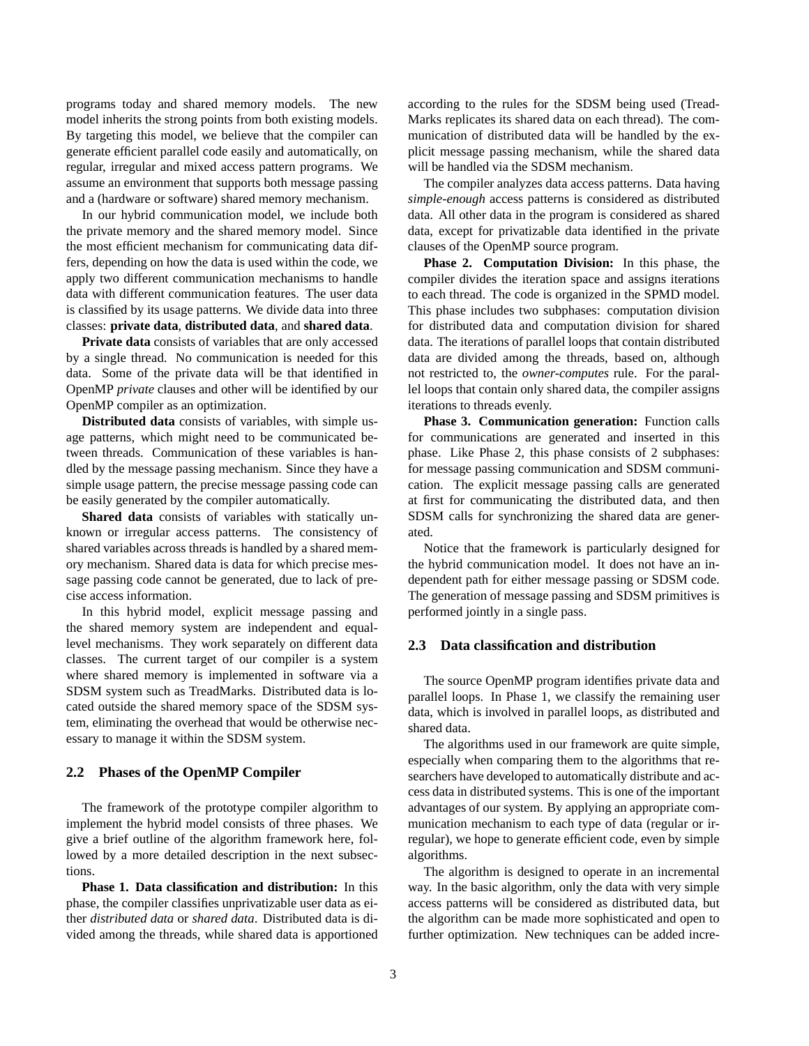programs today and shared memory models. The new model inherits the strong points from both existing models. By targeting this model, we believe that the compiler can generate efficient parallel code easily and automatically, on regular, irregular and mixed access pattern programs. We assume an environment that supports both message passing and a (hardware or software) shared memory mechanism.

In our hybrid communication model, we include both the private memory and the shared memory model. Since the most efficient mechanism for communicating data differs, depending on how the data is used within the code, we apply two different communication mechanisms to handle data with different communication features. The user data is classified by its usage patterns. We divide data into three classes: **private data**, **distributed data**, and **shared data**.

**Private data** consists of variables that are only accessed by a single thread. No communication is needed for this data. Some of the private data will be that identified in OpenMP *private* clauses and other will be identified by our OpenMP compiler as an optimization.

**Distributed data** consists of variables, with simple usage patterns, which might need to be communicated between threads. Communication of these variables is handled by the message passing mechanism. Since they have a simple usage pattern, the precise message passing code can be easily generated by the compiler automatically.

**Shared data** consists of variables with statically unknown or irregular access patterns. The consistency of shared variables across threads is handled by a shared memory mechanism. Shared data is data for which precise message passing code cannot be generated, due to lack of precise access information.

In this hybrid model, explicit message passing and the shared memory system are independent and equal-level mechanisms. They work separately on different data classes. The current target of our compiler is a system where shared memory is implemented in software via a SDSM system such as TreadMarks. Distributed data is located outside the shared memory space of the SDSM system, eliminating the overhead that would be otherwise necessary to manage it within the SDSM system.

## 2.2 Phases of the OpenMP Compiler

The framework of the prototype compiler algorithm to implement the hybrid model consists of three phases. We give a brief outline of the algorithm framework here, followed by a more detailed description in the next subsections.

**Phase 1. Data classification and distribution:** In this phase, the compiler classifies unprivatizable user data as either *distributed data* or *shared data*. Distributed data is divided among the threads, while shared data is apportioned according to the rules for the SDSM being used (TreadMarks replicates its shared data on each thread). The communication of distributed data will be handled by the explicit message passing mechanism, while the shared data will be handled via the SDSM mechanism.

The compiler analyzes data access patterns. Data having *simple-enough* access patterns is considered as distributed data. All other data in the program is considered as shared data, except for privatizable data identified in the private clauses of the OpenMP source program.

**Phase 2. Computation Division:** In this phase, the compiler divides the iteration space and assigns iterations to each thread. The code is organized in the SPMD model. This phase includes two subphases: computation division for distributed data and computation division for shared data. The iterations of parallel loops that contain distributed data are divided among the threads, based on, although not restricted to, the *owner-computes* rule. For the parallel loops that contain only shared data, the compiler assigns iterations to threads evenly.

**Phase 3. Communication generation:** Function calls for communications are generated and inserted in this phase. Like Phase 2, this phase consists of 2 subphases: for message passing communication and SDSM communication. The explicit message passing calls are generated at first for communicating the distributed data, and then SDSM calls for synchronizing the shared data are generated.

Notice that the framework is particularly designed for the hybrid communication model. It does not have an independent path for either message passing or SDSM code. The generation of message passing and SDSM primitives is performed jointly in a single pass.

## 2.3 Data classification and distribution

The source OpenMP program identifies private data and parallel loops. In Phase 1, we classify the remaining user data, which is involved in parallel loops, as distributed and shared data.

The algorithms used in our framework are quite simple, especially when comparing them to the algorithms that researchers have developed to automatically distribute and access data in distributed systems. This is one of the important advantages of our system. By applying an appropriate communication mechanism to each type of data (regular or irregular), we hope to generate efficient code, even by simple algorithms.

The algorithm is designed to operate in an incremental way. In the basic algorithm, only the data with very simple access patterns will be considered as distributed data, but the algorithm can be made more sophisticated and open to further optimization. New techniques can be added incre-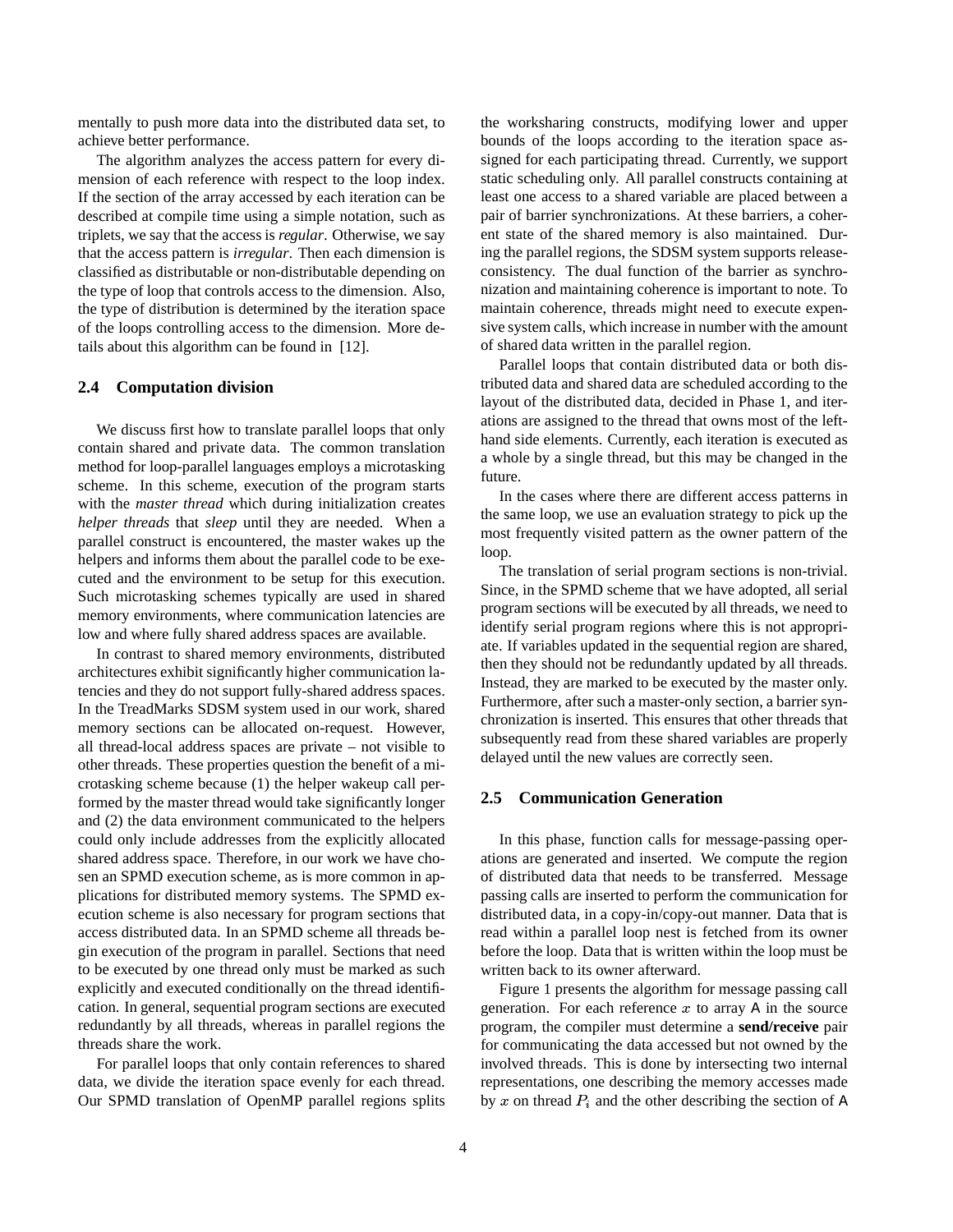mentally to push more data into the distributed data set, to achieve better performance.

The algorithm analyzes the access pattern for every dimension of each reference with respect to the loop index. If the section of the array accessed by each iteration can be described at compile time using a simple notation, such as triplets, we say that the access is *regular*. Otherwise, we say that the access pattern is *irregular*. Then each dimension is classified as distributable or non-distributable depending on the type of loop that controls access to the dimension. Also, the type of distribution is determined by the iteration space of the loops controlling access to the dimension. More details about this algorithm can be found in [12].

### 2.4 Computation division

We discuss first how to translate parallel loops that only contain shared and private data. The common translation method for loop-parallel languages employs a microtasking scheme. In this scheme, execution of the program starts with the *master thread* which during initialization creates *helper threads* that *sleep* until they are needed. When a parallel construct is encountered, the master wakes up the helpers and informs them about the parallel code to be executed and the environment to be setup for this execution. Such microtasking schemes typically are used in shared memory environments, where communication latencies are low and where fully shared address spaces are available.

In contrast to shared memory environments, distributed architectures exhibit significantly higher communication latencies and they do not support fully-shared address spaces. In the TreadMarks SDSM system used in our work, shared memory sections can be allocated on-request. However, all thread-local address spaces are private – not visible to other threads. These properties question the benefit of a microtasking scheme because (1) the helper wakeup call performed by the master thread would take significantly longer and (2) the data environment communicated to the helpers could only include addresses from the explicitly allocated shared address space. Therefore, in our work we have chosen an SPMD execution scheme, as is more common in applications for distributed memory systems. The SPMD execution scheme is also necessary for program sections that access distributed data. In an SPMD scheme all threads begin execution of the program in parallel. Sections that need to be executed by one thread only must be marked as such explicitly and executed conditionally on the thread identification. In general, sequential program sections are executed redundantly by all threads, whereas in parallel regions the threads share the work.

For parallel loops that only contain references to shared data, we divide the iteration space evenly for each thread. Our SPMD translation of OpenMP parallel regions splits the worksharing constructs, modifying lower and upper bounds of the loops according to the iteration space assigned for each participating thread. Currently, we support static scheduling only. All parallel constructs containing at least one access to a shared variable are placed between a pair of barrier synchronizations. At these barriers, a coherent state of the shared memory is also maintained. During the parallel regions, the SDSM system supports release-consistency. The dual function of the barrier as synchronization and maintaining coherence is important to note. To maintain coherence, threads might need to execute expensive system calls, which increase in number with the amount of shared data written in the parallel region.

Parallel loops that contain distributed data or both distributed data and shared data are scheduled according to the layout of the distributed data, decided in Phase 1, and iterations are assigned to the thread that owns most of the left-hand side elements. Currently, each iteration is executed as a whole by a single thread, but this may be changed in the future.

In the cases where there are different access patterns in the same loop, we use an evaluation strategy to pick up the most frequently visited pattern as the owner pattern of the loop.

The translation of serial program sections is non-trivial. Since, in the SPMD scheme that we have adopted, all serial program sections will be executed by all threads, we need to identify serial program regions where this is not appropriate. If variables updated in the sequential region are shared, then they should not be redundantly updated by all threads. Instead, they are marked to be executed by the master only. Furthermore, after such a master-only section, a barrier synchronization is inserted. This ensures that other threads that subsequently read from these shared variables are properly delayed until the new values are correctly seen.

### 2.5 Communication Generation

In this phase, function calls for message-passing operations are generated and inserted. We compute the region of distributed data that needs to be transferred. Message passing calls are inserted to perform the communication for distributed data, in a copy-in/copy-out manner. Data that is read within a parallel loop nest is fetched from its owner before the loop. Data that is written within the loop must be written back to its owner afterward.

Figure 1 presents the algorithm for message passing call generation. For each reference $x$ to array A in the source program, the compiler must determine a **send/receive** pair for communicating the data accessed but not owned by the involved threads. This is done by intersecting two internal representations, one describing the memory accesses made by $x$ on thread $P_i$ and the other describing the section of A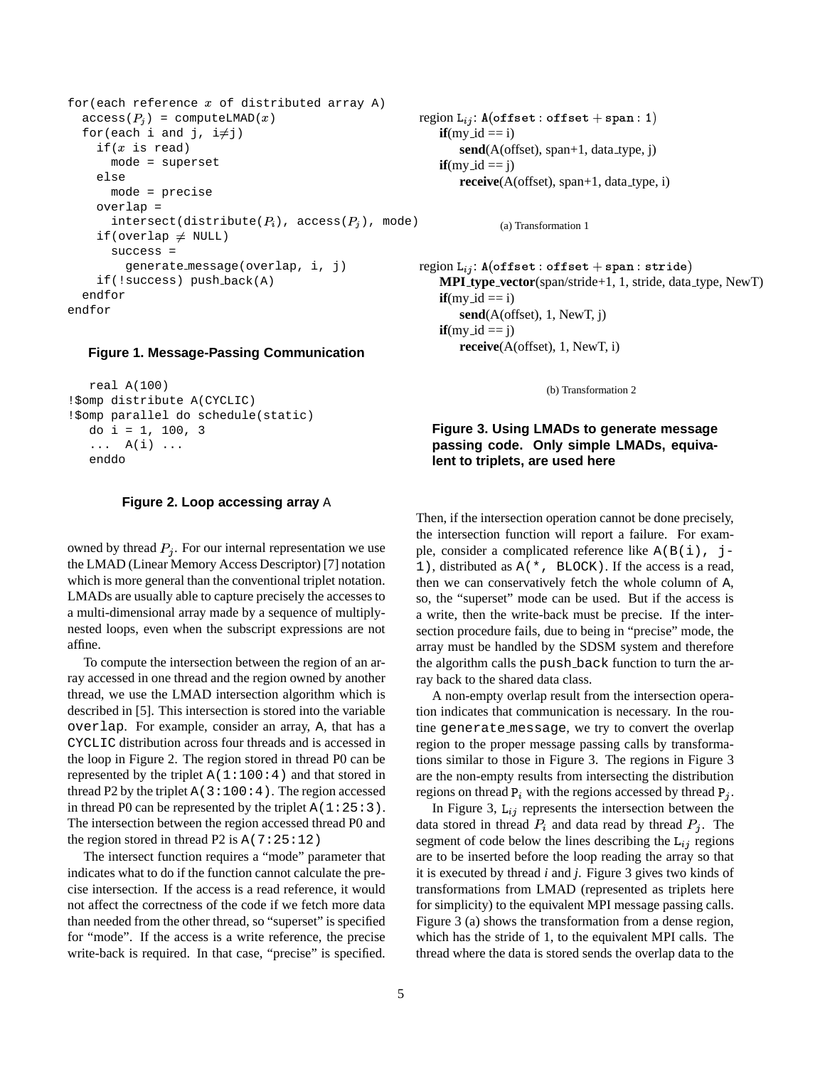```
for(each reference x of distributed array A)
  access(Pj) = computeLMAD(x)
  for(each i and j, i≠j)
    if(x is read)
      mode = superset
    else
      mode = precise
    overlap =
      intersect(distribute(Pi), access(Pj), mode)
    if(overlap ≠ NULL)
      success =
        generate_message(overlap, i, j)
    if(!success) push_back(A)
  endfor
endfor
```

**Figure 1. Message-Passing Communication**

```
   real A(100)
!$omp distribute A(CYCLIC)
!$omp parallel do schedule(static)
   do i = 1, 100, 3
   ...  A(i) ...
   enddo
```

**Figure 2. Loop accessing array** A

owned by thread $P_j$. For our internal representation we use the LMAD (Linear Memory Access Descriptor) [7] notation which is more general than the conventional triplet notation. LMADs are usually able to capture precisely the accesses to a multi-dimensional array made by a sequence of multiply-nested loops, even when the subscript expressions are not affine.

To compute the intersection between the region of an array accessed in one thread and the region owned by another thread, we use the LMAD intersection algorithm which is described in [5]. This intersection is stored into the variable `overlap`. For example, consider an array, A, that has a `CYCLIC` distribution across four threads and is accessed in the loop in Figure 2. The region stored in thread P0 can be represented by the triplet `A(1:100:4)` and that stored in thread P2 by the triplet `A(3:100:4)`. The region accessed in thread P0 can be represented by the triplet `A(1:25:3)`. The intersection between the region accessed thread P0 and the region stored in thread P2 is `A(7:25:12)`

The intersect function requires a "mode" parameter that indicates what to do if the function cannot calculate the precise intersection. If the access is a read reference, it would not affect the correctness of the code if we fetch more data than needed from the other thread, so "superset" is specified for "mode". If the access is a write reference, the precise write-back is required. In that case, "precise" is specified.

region $L_{ij}$: $A(\texttt{offset} : \texttt{offset} + \texttt{span} : 1)$
- **if**(my_id == i)
  - **send**(A(offset), span+1, data_type, j)
- **if**(my_id == j)
  - **receive**(A(offset), span+1, data_type, i)

(a) Transformation 1

region $L_{ij}$: $A(\texttt{offset} : \texttt{offset} + \texttt{span} : \texttt{stride})$
- **MPI_type_vector**(span/stride+1, 1, stride, data_type, NewT)
- **if**(my_id == i)
  - **send**(A(offset), 1, NewT, j)
- **if**(my_id == j)
  - **receive**(A(offset), 1, NewT, i)

(b) Transformation 2

**Figure 3. Using LMADs to generate message passing code. Only simple LMADs, equivalent to triplets, are used here**

Then, if the intersection operation cannot be done precisely, the intersection function will report a failure. For example, consider a complicated reference like `A(B(i), j-1)`, distributed as `A(*, BLOCK)`. If the access is a read, then we can conservatively fetch the whole column of A, so, the "superset" mode can be used. But if the access is a write, then the write-back must be precise. If the intersection procedure fails, due to being in "precise" mode, the array must be handled by the SDSM system and therefore the algorithm calls the `push_back` function to turn the array back to the shared data class.

A non-empty overlap result from the intersection operation indicates that communication is necessary. In the routine `generate_message`, we try to convert the overlap region to the proper message passing calls by transformations similar to those in Figure 3. The regions in Figure 3 are the non-empty results from intersecting the distribution regions on thread $P_i$ with the regions accessed by thread $P_j$.

In Figure 3, $L_{ij}$ represents the intersection between the data stored in thread $P_i$ and data read by thread $P_j$. The segment of code below the lines describing the $L_{ij}$ regions are to be inserted before the loop reading the array so that it is executed by thread *i* and *j*. Figure 3 gives two kinds of transformations from LMAD (represented as triplets here for simplicity) to the equivalent MPI message passing calls. Figure 3 (a) shows the transformation from a dense region, which has the stride of 1, to the equivalent MPI calls. The thread where the data is stored sends the overlap data to the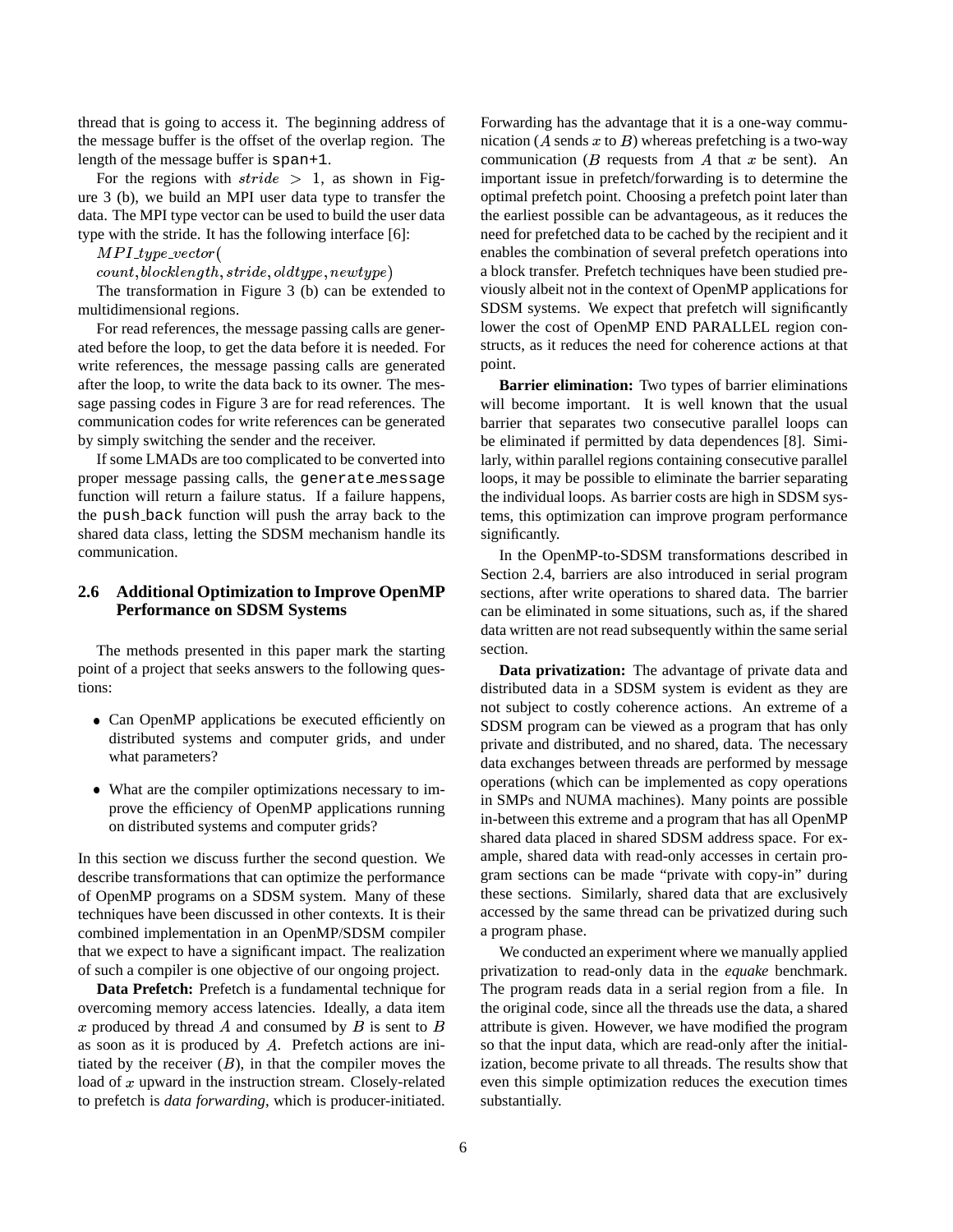thread that is going to access it. The beginning address of the message buffer is the offset of the overlap region. The length of the message buffer is `span+1`.

For the regions with $stride > 1$, as shown in Figure 3 (b), we build an MPI user data type to transfer the data. The MPI type vector can be used to build the user data type with the stride. It has the following interface [6]:

$MPI\_type\_vector($
$count, blocklength, stride, oldtype, newtype)$

The transformation in Figure 3 (b) can be extended to multidimensional regions.

For read references, the message passing calls are generated before the loop, to get the data before it is needed. For write references, the message passing calls are generated after the loop, to write the data back to its owner. The message passing codes in Figure 3 are for read references. The communication codes for write references can be generated by simply switching the sender and the receiver.

If some LMADs are too complicated to be converted into proper message passing calls, the `generate_message` function will return a failure status. If a failure happens, the `push_back` function will push the array back to the shared data class, letting the SDSM mechanism handle its communication.

### 2.6 Additional Optimization to Improve OpenMP Performance on SDSM Systems

The methods presented in this paper mark the starting point of a project that seeks answers to the following questions:

- Can OpenMP applications be executed efficiently on distributed systems and computer grids, and under what parameters?
- What are the compiler optimizations necessary to improve the efficiency of OpenMP applications running on distributed systems and computer grids?

In this section we discuss further the second question. We describe transformations that can optimize the performance of OpenMP programs on a SDSM system. Many of these techniques have been discussed in other contexts. It is their combined implementation in an OpenMP/SDSM compiler that we expect to have a significant impact. The realization of such a compiler is one objective of our ongoing project.

**Data Prefetch:** Prefetch is a fundamental technique for overcoming memory access latencies. Ideally, a data item $x$ produced by thread $A$ and consumed by $B$ is sent to $B$ as soon as it is produced by $A$. Prefetch actions are initiated by the receiver ($B$), in that the compiler moves the load of $x$ upward in the instruction stream. Closely-related to prefetch is *data forwarding*, which is producer-initiated. Forwarding has the advantage that it is a one-way communication ($A$ sends $x$ to $B$) whereas prefetching is a two-way communication ($B$ requests from $A$ that $x$ be sent). An important issue in prefetch/forwarding is to determine the optimal prefetch point. Choosing a prefetch point later than the earliest possible can be advantageous, as it reduces the need for prefetched data to be cached by the recipient and it enables the combination of several prefetch operations into a block transfer. Prefetch techniques have been studied previously albeit not in the context of OpenMP applications for SDSM systems. We expect that prefetch will significantly lower the cost of OpenMP END PARALLEL region constructs, as it reduces the need for coherence actions at that point.

**Barrier elimination:** Two types of barrier eliminations will become important. It is well known that the usual barrier that separates two consecutive parallel loops can be eliminated if permitted by data dependences [8]. Similarly, within parallel regions containing consecutive parallel loops, it may be possible to eliminate the barrier separating the individual loops. As barrier costs are high in SDSM systems, this optimization can improve program performance significantly.

In the OpenMP-to-SDSM transformations described in Section 2.4, barriers are also introduced in serial program sections, after write operations to shared data. The barrier can be eliminated in some situations, such as, if the shared data written are not read subsequently within the same serial section.

**Data privatization:** The advantage of private data and distributed data in a SDSM system is evident as they are not subject to costly coherence actions. An extreme of a SDSM program can be viewed as a program that has only private and distributed, and no shared, data. The necessary data exchanges between threads are performed by message operations (which can be implemented as copy operations in SMPs and NUMA machines). Many points are possible in-between this extreme and a program that has all OpenMP shared data placed in shared SDSM address space. For example, shared data with read-only accesses in certain program sections can be made "private with copy-in" during these sections. Similarly, shared data that are exclusively accessed by the same thread can be privatized during such a program phase.

We conducted an experiment where we manually applied privatization to read-only data in the *equake* benchmark. The program reads data in a serial region from a file. In the original code, since all the threads use the data, a shared attribute is given. However, we have modified the program so that the input data, which are read-only after the initialization, become private to all threads. The results show that even this simple optimization reduces the execution times substantially.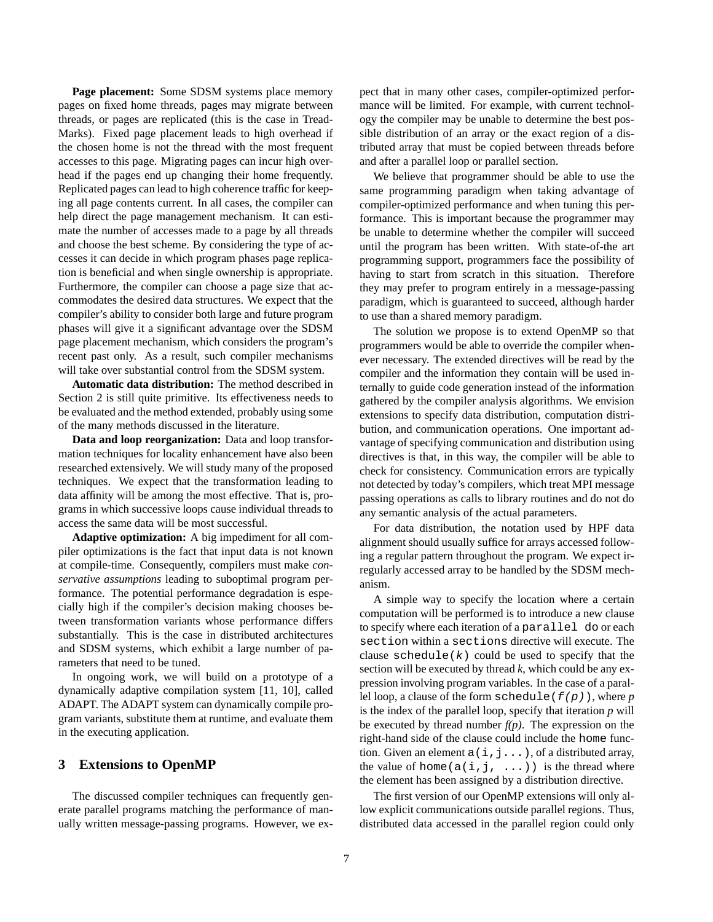**Page placement:** Some SDSM systems place memory pages on fixed home threads, pages may migrate between threads, or pages are replicated (this is the case in TreadMarks). Fixed page placement leads to high overhead if the chosen home is not the thread with the most frequent accesses to this page. Migrating pages can incur high overhead if the pages end up changing their home frequently. Replicated pages can lead to high coherence traffic for keeping all page contents current. In all cases, the compiler can help direct the page management mechanism. It can estimate the number of accesses made to a page by all threads and choose the best scheme. By considering the type of accesses it can decide in which program phases page replication is beneficial and when single ownership is appropriate. Furthermore, the compiler can choose a page size that accommodates the desired data structures. We expect that the compiler's ability to consider both large and future program phases will give it a significant advantage over the SDSM page placement mechanism, which considers the program's recent past only. As a result, such compiler mechanisms will take over substantial control from the SDSM system.

**Automatic data distribution:** The method described in Section 2 is still quite primitive. Its effectiveness needs to be evaluated and the method extended, probably using some of the many methods discussed in the literature.

**Data and loop reorganization:** Data and loop transformation techniques for locality enhancement have also been researched extensively. We will study many of the proposed techniques. We expect that the transformation leading to data affinity will be among the most effective. That is, programs in which successive loops cause individual threads to access the same data will be most successful.

**Adaptive optimization:** A big impediment for all compiler optimizations is the fact that input data is not known at compile-time. Consequently, compilers must make *conservative assumptions* leading to suboptimal program performance. The potential performance degradation is especially high if the compiler's decision making chooses between transformation variants whose performance differs substantially. This is the case in distributed architectures and SDSM systems, which exhibit a large number of parameters that need to be tuned.

In ongoing work, we will build on a prototype of a dynamically adaptive compilation system [11, 10], called ADAPT. The ADAPT system can dynamically compile program variants, substitute them at runtime, and evaluate them in the executing application.

## 3 Extensions to OpenMP

The discussed compiler techniques can frequently generate parallel programs matching the performance of manually written message-passing programs. However, we expect that in many other cases, compiler-optimized performance will be limited. For example, with current technology the compiler may be unable to determine the best possible distribution of an array or the exact region of a distributed array that must be copied between threads before and after a parallel loop or parallel section.

We believe that programmer should be able to use the same programming paradigm when taking advantage of compiler-optimized performance and when tuning this performance. This is important because the programmer may be unable to determine whether the compiler will succeed until the program has been written. With state-of-the art programming support, programmers face the possibility of having to start from scratch in this situation. Therefore they may prefer to program entirely in a message-passing paradigm, which is guaranteed to succeed, although harder to use than a shared memory paradigm.

The solution we propose is to extend OpenMP so that programmers would be able to override the compiler whenever necessary. The extended directives will be read by the compiler and the information they contain will be used internally to guide code generation instead of the information gathered by the compiler analysis algorithms. We envision extensions to specify data distribution, computation distribution, and communication operations. One important advantage of specifying communication and distribution using directives is that, in this way, the compiler will be able to check for consistency. Communication errors are typically not detected by today's compilers, which treat MPI message passing operations as calls to library routines and do not do any semantic analysis of the actual parameters.

For data distribution, the notation used by HPF data alignment should usually suffice for arrays accessed following a regular pattern throughout the program. We expect irregularly accessed array to be handled by the SDSM mechanism.

A simple way to specify the location where a certain computation will be performed is to introduce a new clause to specify where each iteration of a `parallel do` or each `section` within a `sections` directive will execute. The clause `schedule(k)` could be used to specify that the section will be executed by thread *k*, which could be any expression involving program variables. In the case of a parallel loop, a clause of the form `schedule(f(p))`, where *p* is the index of the parallel loop, specify that iteration *p* will be executed by thread number *f(p)*. The expression on the right-hand side of the clause could include the `home` function. Given an element `a(i,j...)`, of a distributed array, the value of `home(a(i,j, ...))` is the thread where the element has been assigned by a distribution directive.

The first version of our OpenMP extensions will only allow explicit communications outside parallel regions. Thus, distributed data accessed in the parallel region could only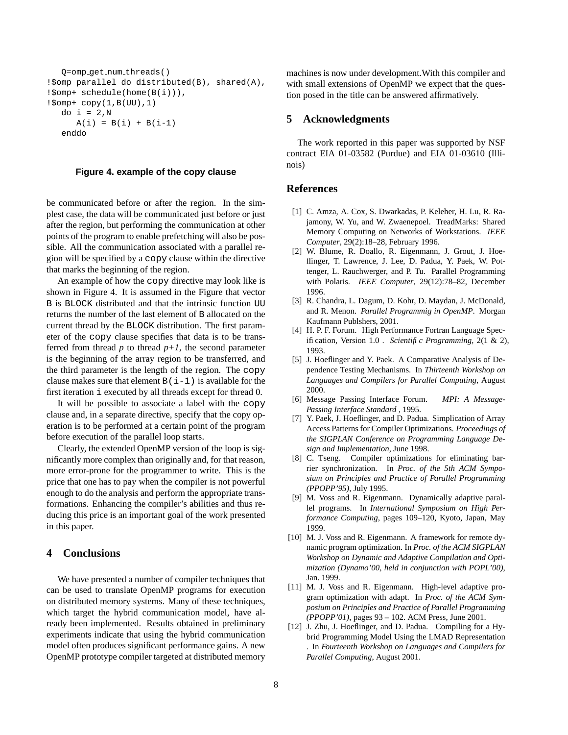```
   Q=omp_get_num_threads()
!$omp parallel do distributed(B), shared(A),
!$omp+ schedule(home(B(i))),
!$omp+ copy(1,B(UU),1)
   do i = 2,N
      A(i) = B(i) + B(i-1)
   enddo
```

**Figure 4. example of the copy clause**

be communicated before or after the region. In the simplest case, the data will be communicated just before or just after the region, but performing the communication at other points of the program to enable prefetching will also be possible. All the communication associated with a parallel region will be specified by a `copy` clause within the directive that marks the beginning of the region.

An example of how the `copy` directive may look like is shown in Figure 4. It is assumed in the Figure that vector `B` is `BLOCK` distributed and that the intrinsic function `UU` returns the number of the last element of `B` allocated on the current thread by the `BLOCK` distribution. The first parameter of the `copy` clause specifies that data is to be transferred from thread $p$ to thread $p+1$, the second parameter is the beginning of the array region to be transferred, and the third parameter is the length of the region. The `copy` clause makes sure that element `B(i-1)` is available for the first iteration `i` executed by all threads except for thread 0.

It will be possible to associate a label with the `copy` clause and, in a separate directive, specify that the copy operation is to be performed at a certain point of the program before execution of the parallel loop starts.

Clearly, the extended OpenMP version of the loop is significantly more complex than originally and, for that reason, more error-prone for the programmer to write. This is the price that one has to pay when the compiler is not powerful enough to do the analysis and perform the appropriate transformations. Enhancing the compiler's abilities and thus reducing this price is an important goal of the work presented in this paper.

## 4 Conclusions

We have presented a number of compiler techniques that can be used to translate OpenMP programs for execution on distributed memory systems. Many of these techniques, which target the hybrid communication model, have already been implemented. Results obtained in preliminary experiments indicate that using the hybrid communication model often produces significant performance gains. A new OpenMP prototype compiler targeted at distributed memory machines is now under development.With this compiler and with small extensions of OpenMP we expect that the question posed in the title can be answered affirmatively.

## 5 Acknowledgments

The work reported in this paper was supported by NSF contract EIA 01-03582 (Purdue) and EIA 01-03610 (Illinois)

## References

[1] C. Amza, A. Cox, S. Dwarkadas, P. Keleher, H. Lu, R. Rajamony, W. Yu, and W. Zwaenepoel. TreadMarks: Shared Memory Computing on Networks of Workstations. *IEEE Computer*, 29(2):18–28, February 1996.

[2] W. Blume, R. Doallo, R. Eigenmann, J. Grout, J. Hoeflinger, T. Lawrence, J. Lee, D. Padua, Y. Paek, W. Pottenger, L. Rauchwerger, and P. Tu. Parallel Programming with Polaris. *IEEE Computer*, 29(12):78–82, December 1996.

[3] R. Chandra, L. Dagum, D. Kohr, D. Maydan, J. McDonald, and R. Menon. *Parallel Programmig in OpenMP*. Morgan Kaufmann Publshers, 2001.

[4] H. P. F. Forum. High Performance Fortran Language Specification, Version 1.0 . *Scientific Programming*, 2(1 & 2), 1993.

[5] J. Hoeflinger and Y. Paek. A Comparative Analysis of Dependence Testing Mechanisms. In *Thirteenth Workshop on Languages and Compilers for Parallel Computing*, August 2000.

[6] Message Passing Interface Forum. *MPI: A Message-Passing Interface Standard* , 1995.

[7] Y. Paek, J. Hoeflinger, and D. Padua. Simplication of Array Access Patterns for Compiler Optimizations. *Proceedings of the SIGPLAN Conference on Programming Language Design and Implementation*, June 1998.

[8] C. Tseng. Compiler optimizations for eliminating barrier synchronization. In *Proc. of the 5th ACM Symposium on Principles and Practice of Parallel Programming (PPOPP'95)*, July 1995.

[9] M. Voss and R. Eigenmann. Dynamically adaptive parallel programs. In *International Symposium on High Performance Computing*, pages 109–120, Kyoto, Japan, May 1999.

[10] M. J. Voss and R. Eigenmann. A framework for remote dynamic program optimization. In *Proc. of the ACM SIGPLAN Workshop on Dynamic and Adaptive Compilation and Optimization (Dynamo'00, held in conjunction with POPL'00)*, Jan. 1999.

[11] M. J. Voss and R. Eigenmann. High-level adaptive program optimization with adapt. In *Proc. of the ACM Symposium on Principles and Practice of Parallel Programming (PPOPP'01)*, pages 93 – 102. ACM Press, June 2001.

[12] J. Zhu, J. Hoeflinger, and D. Padua. Compiling for a Hybrid Programming Model Using the LMAD Representation . In *Fourteenth Workshop on Languages and Compilers for Parallel Computing*, August 2001.